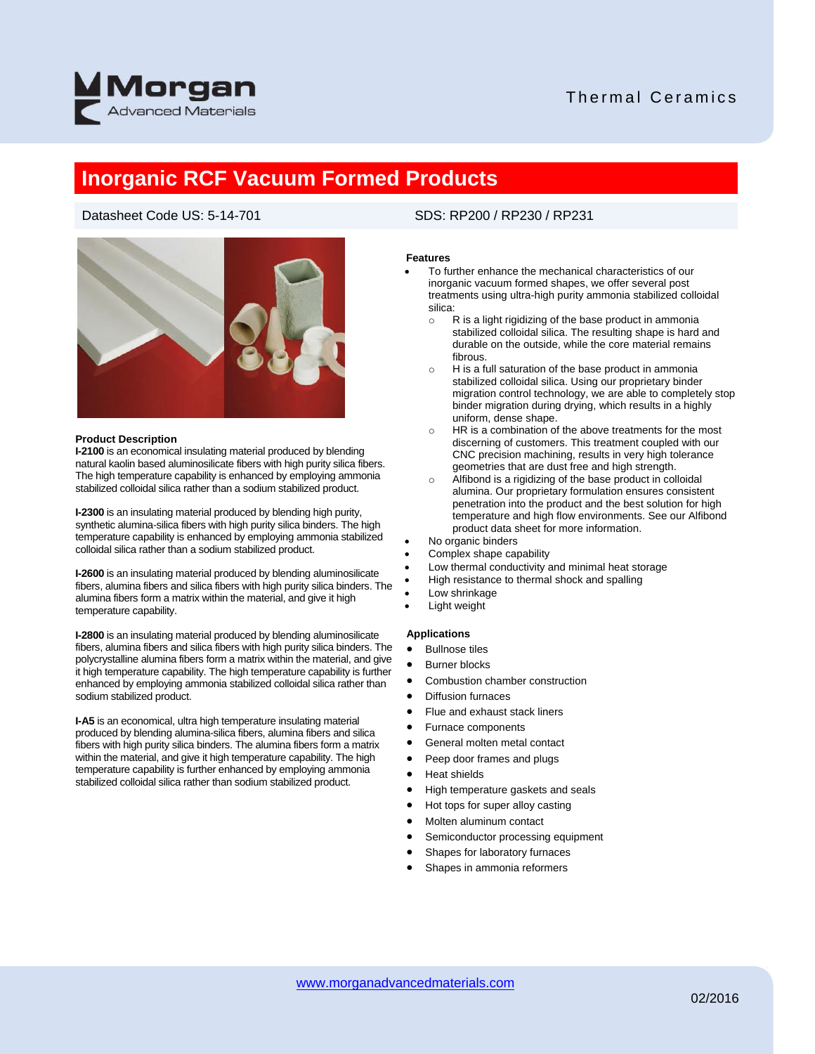Morgan Advanced Materials

Thermal Ceramics

# Inorganic RCF Vacuum Formed Products

Datasheet Code US: 5-14-701

SDS: RP200 / RP230 / RP231

## Product Description

**I-2100** is an economical insulating material produced by blending natural kaolin based aluminosilicate fibers with high purity silica fibers. The high temperature capability is enhanced by employing ammonia stabilized colloidal silica rather than a sodium stabilized product.

**I-2300** is an insulating material produced by blending high purity, synthetic alumina-silica fibers with high purity silica binders. The high temperature capability is enhanced by employing ammonia stabilized colloidal silica rather than a sodium stabilized product.

**I-2600** is an insulating material produced by blending aluminosilicate fibers, alumina fibers and silica fibers with high purity silica binders. The alumina fibers form a matrix within the material, and give it high temperature capability.

**I-2800** is an insulating material produced by blending aluminosilicate fibers, alumina fibers and silica fibers with high purity silica binders. The polycrystalline alumina fibers form a matrix within the material, and give it high temperature capability. The high temperature capability is further enhanced by employing ammonia stabilized colloidal silica rather than sodium stabilized product.

**I-A5** is an economical, ultra high temperature insulating material produced by blending alumina-silica fibers, alumina fibers and silica fibers with high purity silica binders. The alumina fibers form a matrix within the material, and give it high temperature capability. The high temperature capability is further enhanced by employing ammonia stabilized colloidal silica rather than sodium stabilized product.

## Features

- To further enhance the mechanical characteristics of our inorganic vacuum formed shapes, we offer several post treatments using ultra-high purity ammonia stabilized colloidal silica:
  - R is a light rigidizing of the base product in ammonia stabilized colloidal silica. The resulting shape is hard and durable on the outside, while the core material remains fibrous.
  - H is a full saturation of the base product in ammonia stabilized colloidal silica. Using our proprietary binder migration control technology, we are able to completely stop binder migration during drying, which results in a highly uniform, dense shape.
  - HR is a combination of the above treatments for the most discerning of customers. This treatment coupled with our CNC precision machining, results in very high tolerance geometries that are dust free and high strength.
  - Alfibond is a rigidizing of the base product in colloidal alumina. Our proprietary formulation ensures consistent penetration into the product and the best solution for high temperature and high flow environments. See our Alfibond product data sheet for more information.
- No organic binders
- Complex shape capability
- Low thermal conductivity and minimal heat storage
- High resistance to thermal shock and spalling
- Low shrinkage
- Light weight

## Applications

- Bullnose tiles
- Burner blocks
- Combustion chamber construction
- Diffusion furnaces
- Flue and exhaust stack liners
- Furnace components
- General molten metal contact
- Peep door frames and plugs
- Heat shields
- High temperature gaskets and seals
- Hot tops for super alloy casting
- Molten aluminum contact
- Semiconductor processing equipment
- Shapes for laboratory furnaces
- Shapes in ammonia reformers

www.morganadvancedmaterials.com

02/2016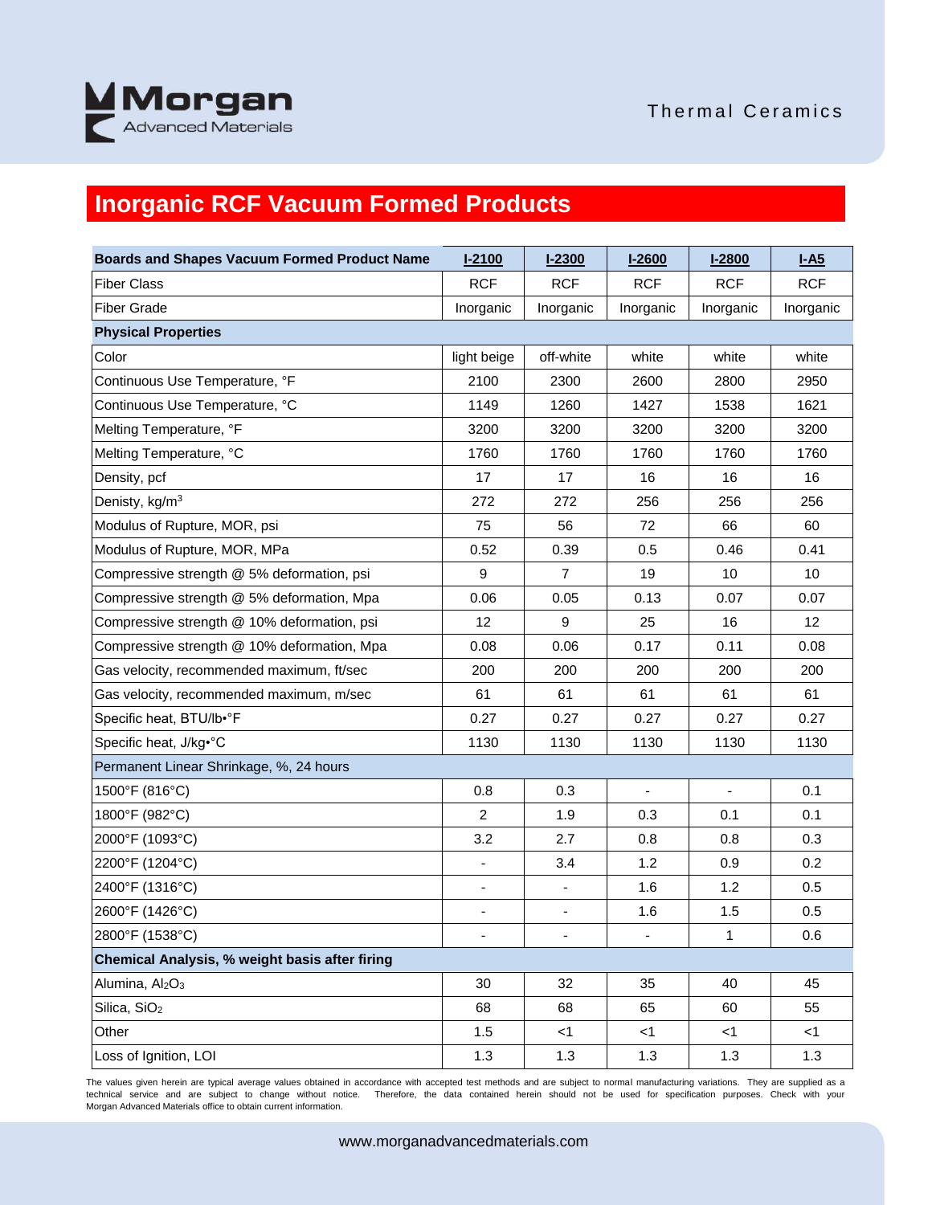Morgan Advanced Materials

Thermal Ceramics

# Inorganic RCF Vacuum Formed Products

| Boards and Shapes Vacuum Formed Product Name | I-2100 | I-2300 | I-2600 | I-2800 | I-A5 |
|---|---|---|---|---|---|
| Fiber Class | RCF | RCF | RCF | RCF | RCF |
| Fiber Grade | Inorganic | Inorganic | Inorganic | Inorganic | Inorganic |
| **Physical Properties** | | | | | |
| Color | light beige | off-white | white | white | white |
| Continuous Use Temperature, °F | 2100 | 2300 | 2600 | 2800 | 2950 |
| Continuous Use Temperature, °C | 1149 | 1260 | 1427 | 1538 | 1621 |
| Melting Temperature, °F | 3200 | 3200 | 3200 | 3200 | 3200 |
| Melting Temperature, °C | 1760 | 1760 | 1760 | 1760 | 1760 |
| Density, pcf | 17 | 17 | 16 | 16 | 16 |
| Denisty, $kg/m^3$ | 272 | 272 | 256 | 256 | 256 |
| Modulus of Rupture, MOR, psi | 75 | 56 | 72 | 66 | 60 |
| Modulus of Rupture, MOR, MPa | 0.52 | 0.39 | 0.5 | 0.46 | 0.41 |
| Compressive strength @ 5% deformation, psi | 9 | 7 | 19 | 10 | 10 |
| Compressive strength @ 5% deformation, Mpa | 0.06 | 0.05 | 0.13 | 0.07 | 0.07 |
| Compressive strength @ 10% deformation, psi | 12 | 9 | 25 | 16 | 12 |
| Compressive strength @ 10% deformation, Mpa | 0.08 | 0.06 | 0.17 | 0.11 | 0.08 |
| Gas velocity, recommended maximum, ft/sec | 200 | 200 | 200 | 200 | 200 |
| Gas velocity, recommended maximum, m/sec | 61 | 61 | 61 | 61 | 61 |
| Specific heat, BTU/lb•°F | 0.27 | 0.27 | 0.27 | 0.27 | 0.27 |
| Specific heat, J/kg•°C | 1130 | 1130 | 1130 | 1130 | 1130 |
| Permanent Linear Shrinkage, %, 24 hours | | | | | |
| 1500°F (816°C) | 0.8 | 0.3 | - | - | 0.1 |
| 1800°F (982°C) | 2 | 1.9 | 0.3 | 0.1 | 0.1 |
| 2000°F (1093°C) | 3.2 | 2.7 | 0.8 | 0.8 | 0.3 |
| 2200°F (1204°C) | - | 3.4 | 1.2 | 0.9 | 0.2 |
| 2400°F (1316°C) | - | - | 1.6 | 1.2 | 0.5 |
| 2600°F (1426°C) | - | - | 1.6 | 1.5 | 0.5 |
| 2800°F (1538°C) | - | - | - | 1 | 0.6 |
| **Chemical Analysis, % weight basis after firing** | | | | | |
| Alumina, $Al_2O_3$ | 30 | 32 | 35 | 40 | 45 |
| Silica, $SiO_2$ | 68 | 68 | 65 | 60 | 55 |
| Other | 1.5 | <1 | <1 | <1 | <1 |
| Loss of Ignition, LOI | 1.3 | 1.3 | 1.3 | 1.3 | 1.3 |

The values given herein are typical average values obtained in accordance with accepted test methods and are subject to normal manufacturing variations. They are supplied as a technical service and are subject to change without notice. Therefore, the data contained herein should not be used for specification purposes. Check with your Morgan Advanced Materials office to obtain current information.

www.morganadvancedmaterials.com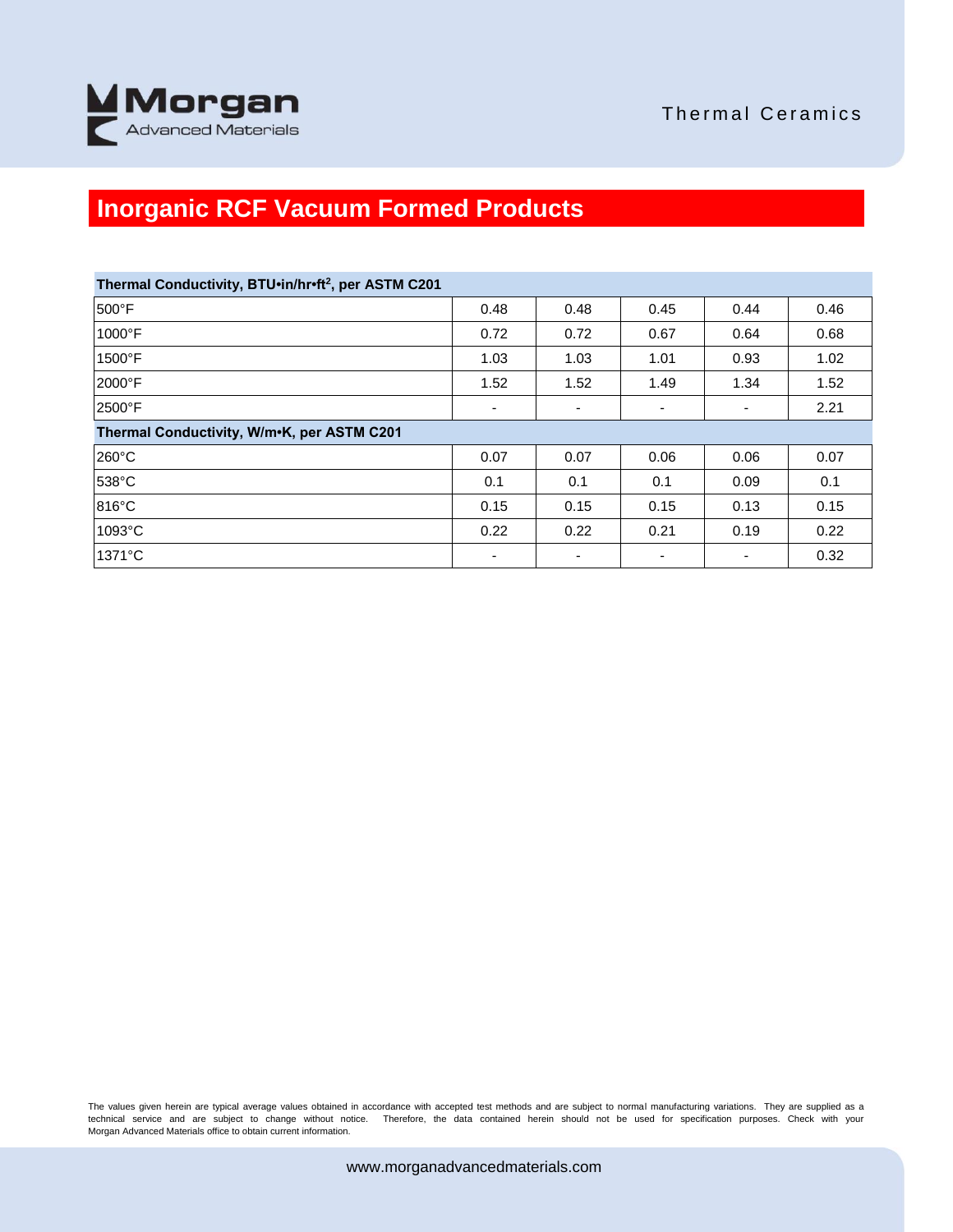# Inorganic RCF Vacuum Formed Products

| | | | | | |
|---|---|---|---|---|---|
| **Thermal Conductivity, BTU•in/hr•ft², per ASTM C201** | | | | | |
| 500°F | 0.48 | 0.48 | 0.45 | 0.44 | 0.46 |
| 1000°F | 0.72 | 0.72 | 0.67 | 0.64 | 0.68 |
| 1500°F | 1.03 | 1.03 | 1.01 | 0.93 | 1.02 |
| 2000°F | 1.52 | 1.52 | 1.49 | 1.34 | 1.52 |
| 2500°F | - | - | - | - | 2.21 |
| **Thermal Conductivity, W/m•K, per ASTM C201** | | | | | |
| 260°C | 0.07 | 0.07 | 0.06 | 0.06 | 0.07 |
| 538°C | 0.1 | 0.1 | 0.1 | 0.09 | 0.1 |
| 816°C | 0.15 | 0.15 | 0.15 | 0.13 | 0.15 |
| 1093°C | 0.22 | 0.22 | 0.21 | 0.19 | 0.22 |
| 1371°C | - | - | - | - | 0.32 |

The values given herein are typical average values obtained in accordance with accepted test methods and are subject to normal manufacturing variations. They are supplied as a technical service and are subject to change without notice. Therefore, the data contained herein should not be used for specification purposes. Check with your Morgan Advanced Materials office to obtain current information.